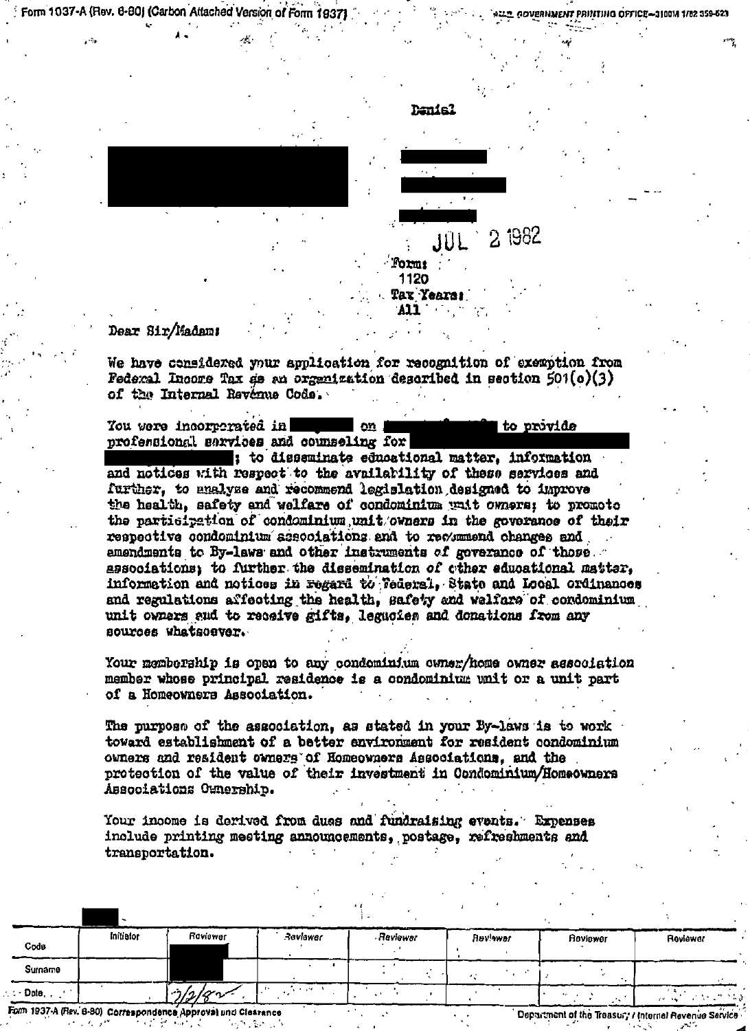Form 1037-A (Rev. 6-80) (Carbon Attached Version of Form 1937)

Denial

JUL 2 1982

Form: 1120

Tax Years: All

Dear Sir/Madam:

We have considered your application for recognition of exemption from Federal Income Tax as an organization described in section 501(c)(3) of the Internal Revenue Code.

You were incorporated in [redacted] on [redacted] to provide professional services and counseling for [redacted]; to disseminate educational matter, information and notices with respect to the availability of these services and further, to analyze and recommend legislation designed to improve the health, safety and welfare of condominium unit owners; to promote the participation of condominium unit owners in the goverance of their respective condominium associations and to recommend changes and amendments to By-laws and other instruments of goverance of those associations; to further the dissemination of other educational matter, information and notices in regard to Federal, State and Local ordinances and regulations affecting the health, safety and welfare of condominium unit owners and to receive gifts, legacies and donations from any sources whatsoever.

Your membership is open to any condominium owner/home owner association member whose principal residence is a condominium unit or a unit part of a Homeowners Association.

The purpose of the association, as stated in your By-laws is to work toward establishment of a better environment for resident condominium owners and resident owners of Homeowners Associations, and the protection of the value of their investment in Condominium/Homeowners Associations Ownership.

Your income is derived from dues and fundraising events. Expenses include printing meeting announcements, postage, refreshments and transportation.

| Code | Initiator | Reviewer | Reviewer | Reviewer | Reviewer | Reviewer | Reviewer |
|---|---|---|---|---|---|---|---|
| Surname | | | | | | | |
| Date | | 7/2/82 | | | | | |

Form 1937-A (Rev. 6-80) Correspondence Approval and Clearance

Department of the Treasury / Internal Revenue Service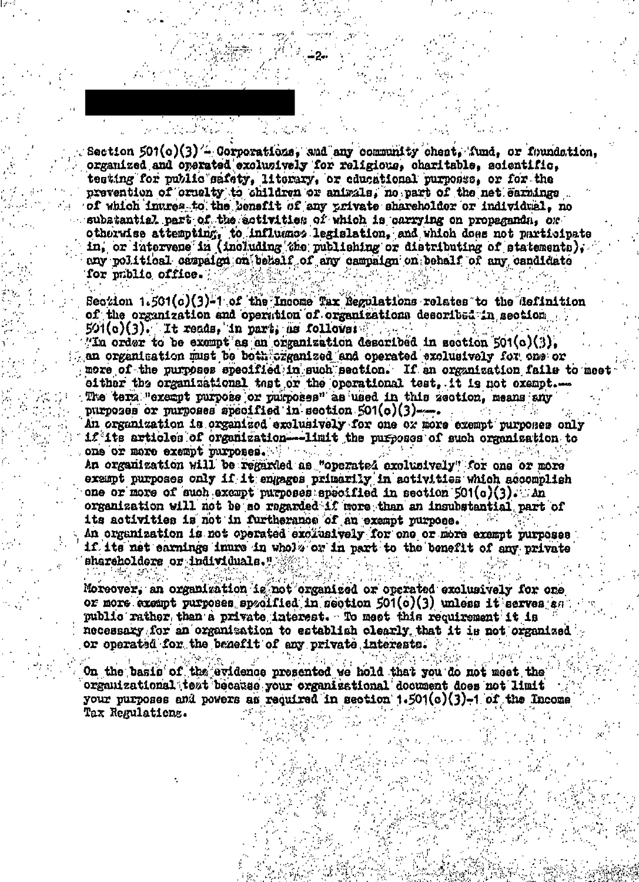Section 501(c)(3) - Corporations, and any community chest, fund, or foundation, organized and operated exclusively for religious, charitable, scientific, testing for public safety, literary, or educational purposes, or for the prevention of cruelty to children or animals, no part of the net earnings of which inures to the benefit of any private shareholder or individual, no substantial part of the activities of which is carrying on propaganda, or otherwise attempting, to influence legislation, and which does not participate in, or intervene in (including the publishing or distributing of statements), any political campaign on behalf of any campaign on behalf of any candidate for public office.

Section 1.501(c)(3)-1 of the Income Tax Regulations relates to the definition of the organization and operation of organizations described in section 501(c)(3). It reads, in part, as follows:

"In order to be exempt as an organization described in section 501(c)(3), an organization must be both organized and operated exclusively for one or more of the purposes specified in such section. If an organization fails to meet either the organizational test or the operational test, it is not exempt.—

The term "exempt purpose or purposes" as used in this section, means any purposes or purposes specified in section 501(c)(3)—.

An organization is organized exclusively for one or more exempt purposes only if its articles of organization—limit the purposes of such organization to one or more exempt purposes.

An organization will be regarded as "operated exclusively" for one or more exempt purposes only if it engages primarily in activities which accomplish one or more of such exempt purposes specified in section 501(c)(3). An organization will not be so regarded if more than an insubstantial part of its activities is not in furtherance of an exempt purpose.

An organization is not operated exclusively for one or more exempt purposes if its net earnings inure in whole or in part to the benefit of any private shareholders or individuals."

Moreover, an organization is not organized or operated exclusively for one or more exempt purposes specified in section 501(c)(3) unless it serves a public rather than a private interest. To meet this requirement it is necessary for an organization to establish clearly that it is not organized or operated for the benefit of any private interests.

On the basis of the evidence presented we hold that you do not meet the organizational test because your organizational document does not limit your purposes and powers as required in section 1.501(c)(3)-1 of the Income Tax Regulations.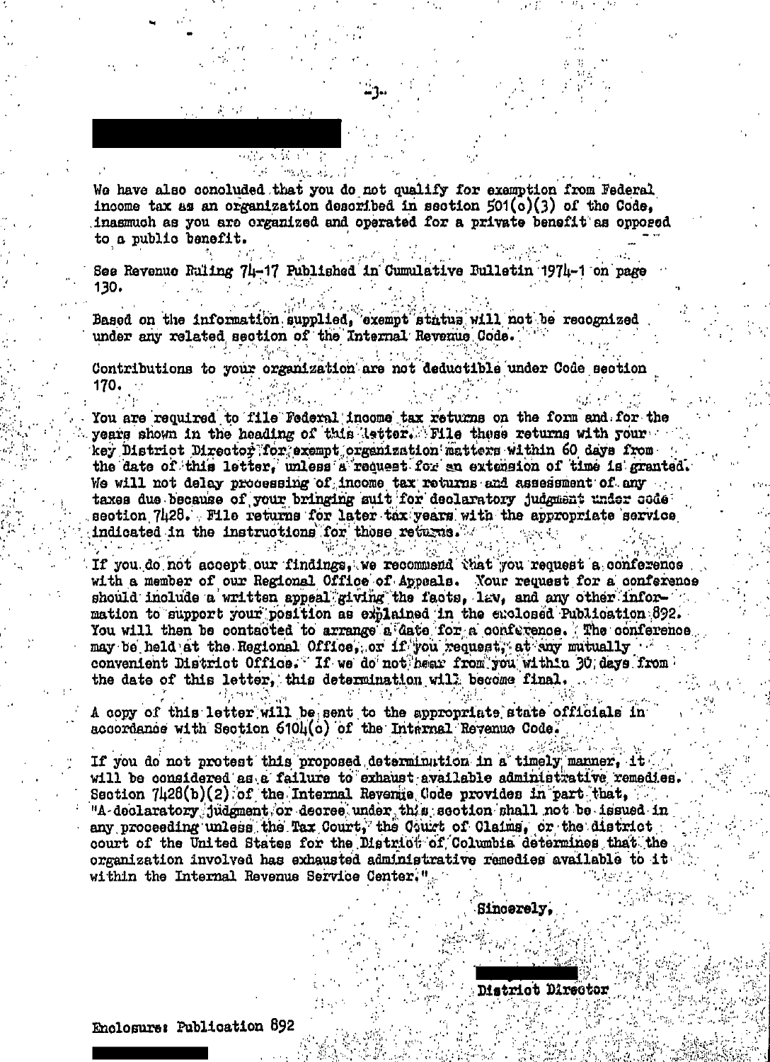We have also concluded that you do not qualify for exemption from Federal income tax as an organization described in section 501(c)(3) of the Code, inasmuch as you are organized and operated for a private benefit as opposed to a public benefit.

See Revenue Ruling 74-17 Published in Cumulative Bulletin 1974-1 on page 130.

Based on the information supplied, exempt status will not be recognized under any related section of the Internal Revenue Code.

Contributions to your organization are not deductible under Code section 170.

You are required to file Federal income tax returns on the form and for the years shown in the heading of this letter. File these returns with your key District Director for exempt organization matters within 60 days from the date of this letter, unless a request for an extension of time is granted. We will not delay processing of income tax returns and assessment of any taxes due because of your bringing suit for declaratory judgment under code section 7428. File returns for later tax years with the appropriate service indicated in the instructions for those returns.

If you do not accept our findings, we recommend that you request a conference with a member of our Regional Office of Appeals. Your request for a conference should include a written appeal giving the facts, law, and any other information to support your position as explained in the enclosed Publication 892. You will then be contacted to arrange a date for a conference. The conference may be held at the Regional Office, or if you request, at any mutually convenient District Office. If we do not hear from you within 30 days from the date of this letter, this determination will become final.

A copy of this letter will be sent to the appropriate state officials in accordance with Section 6104(c) of the Internal Revenue Code.

If you do not protest this proposed determination in a timely manner, it will be considered as a failure to exhaust available administrative remedies. Section 7428(b)(2) of the Internal Revenue Code provides in part that, "A declaratory judgment or decree under this section shall not be issued in any proceeding unless the Tax Court, the Court of Claims, or the district court of the United States for the District of Columbia determines that the organization involved has exhausted administrative remedies available to it within the Internal Revenue Service Center."

Sincerely,

District Director

Enclosure: Publication 892